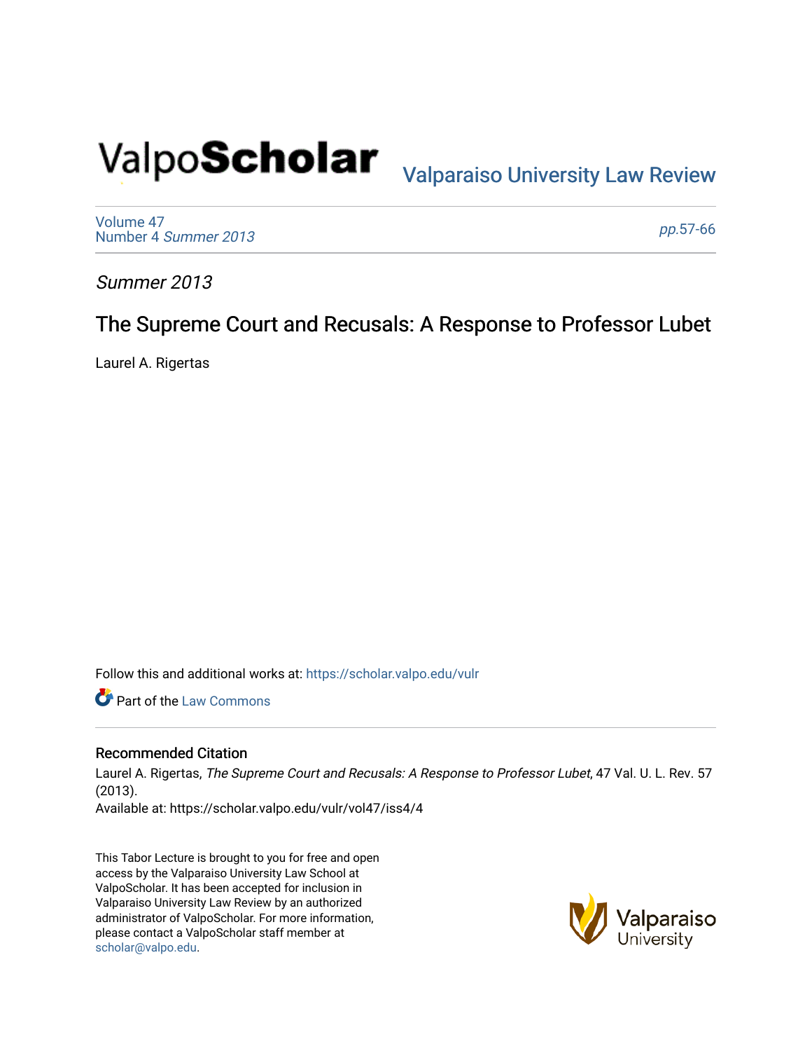ValpoScholar

Valparaiso University Law Review

Volume 47
Number 4 *Summer 2013*

*pp.*57-66

*Summer 2013*

# The Supreme Court and Recusals: A Response to Professor Lubet

Laurel A. Rigertas

Follow this and additional works at: https://scholar.valpo.edu/vulr

Part of the Law Commons

## Recommended Citation

Laurel A. Rigertas, *The Supreme Court and Recusals: A Response to Professor Lubet*, 47 Val. U. L. Rev. 57 (2013).
Available at: https://scholar.valpo.edu/vulr/vol47/iss4/4

This Tabor Lecture is brought to you for free and open access by the Valparaiso University Law School at ValpoScholar. It has been accepted for inclusion in Valparaiso University Law Review by an authorized administrator of ValpoScholar. For more information, please contact a ValpoScholar staff member at scholar@valpo.edu.

Valparaiso University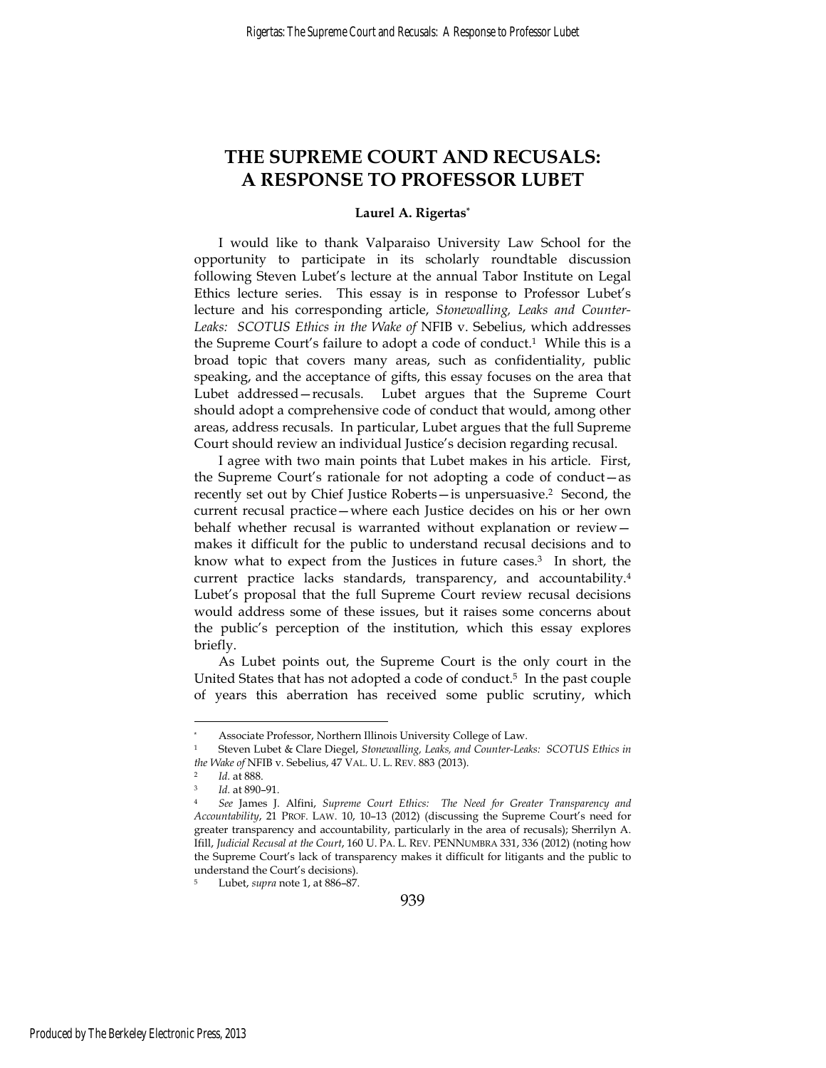# THE SUPREME COURT AND RECUSALS: A RESPONSE TO PROFESSOR LUBET

**Laurel A. Rigertas***

I would like to thank Valparaiso University Law School for the opportunity to participate in its scholarly roundtable discussion following Steven Lubet's lecture at the annual Tabor Institute on Legal Ethics lecture series. This essay is in response to Professor Lubet's lecture and his corresponding article, *Stonewalling, Leaks and Counter-Leaks: SCOTUS Ethics in the Wake of* NFIB v. Sebelius, which addresses the Supreme Court's failure to adopt a code of conduct.[1] While this is a broad topic that covers many areas, such as confidentiality, public speaking, and the acceptance of gifts, this essay focuses on the area that Lubet addressed—recusals. Lubet argues that the Supreme Court should adopt a comprehensive code of conduct that would, among other areas, address recusals. In particular, Lubet argues that the full Supreme Court should review an individual Justice's decision regarding recusal.

I agree with two main points that Lubet makes in his article. First, the Supreme Court's rationale for not adopting a code of conduct—as recently set out by Chief Justice Roberts—is unpersuasive.[2] Second, the current recusal practice—where each Justice decides on his or her own behalf whether recusal is warranted without explanation or review—makes it difficult for the public to understand recusal decisions and to know what to expect from the Justices in future cases.[3] In short, the current practice lacks standards, transparency, and accountability.[4] Lubet's proposal that the full Supreme Court review recusal decisions would address some of these issues, but it raises some concerns about the public's perception of the institution, which this essay explores briefly.

As Lubet points out, the Supreme Court is the only court in the United States that has not adopted a code of conduct.[5] In the past couple of years this aberration has received some public scrutiny, which

---

\* Associate Professor, Northern Illinois University College of Law.

[1] Steven Lubet & Clare Diegel, *Stonewalling, Leaks, and Counter-Leaks: SCOTUS Ethics in the Wake of* NFIB v. Sebelius, 47 VAL. U. L. REV. 883 (2013).

[2] *Id.* at 888.

[3] *Id.* at 890–91.

[4] *See* James J. Alfini, *Supreme Court Ethics: The Need for Greater Transparency and Accountability*, 21 PROF. LAW. 10, 10–13 (2012) (discussing the Supreme Court's need for greater transparency and accountability, particularly in the area of recusals); Sherrilyn A. Ifill, *Judicial Recusal at the Court*, 160 U. PA. L. REV. PENNUMBRA 331, 336 (2012) (noting how the Supreme Court's lack of transparency makes it difficult for litigants and the public to understand the Court's decisions).

[5] Lubet, *supra* note 1, at 886–87.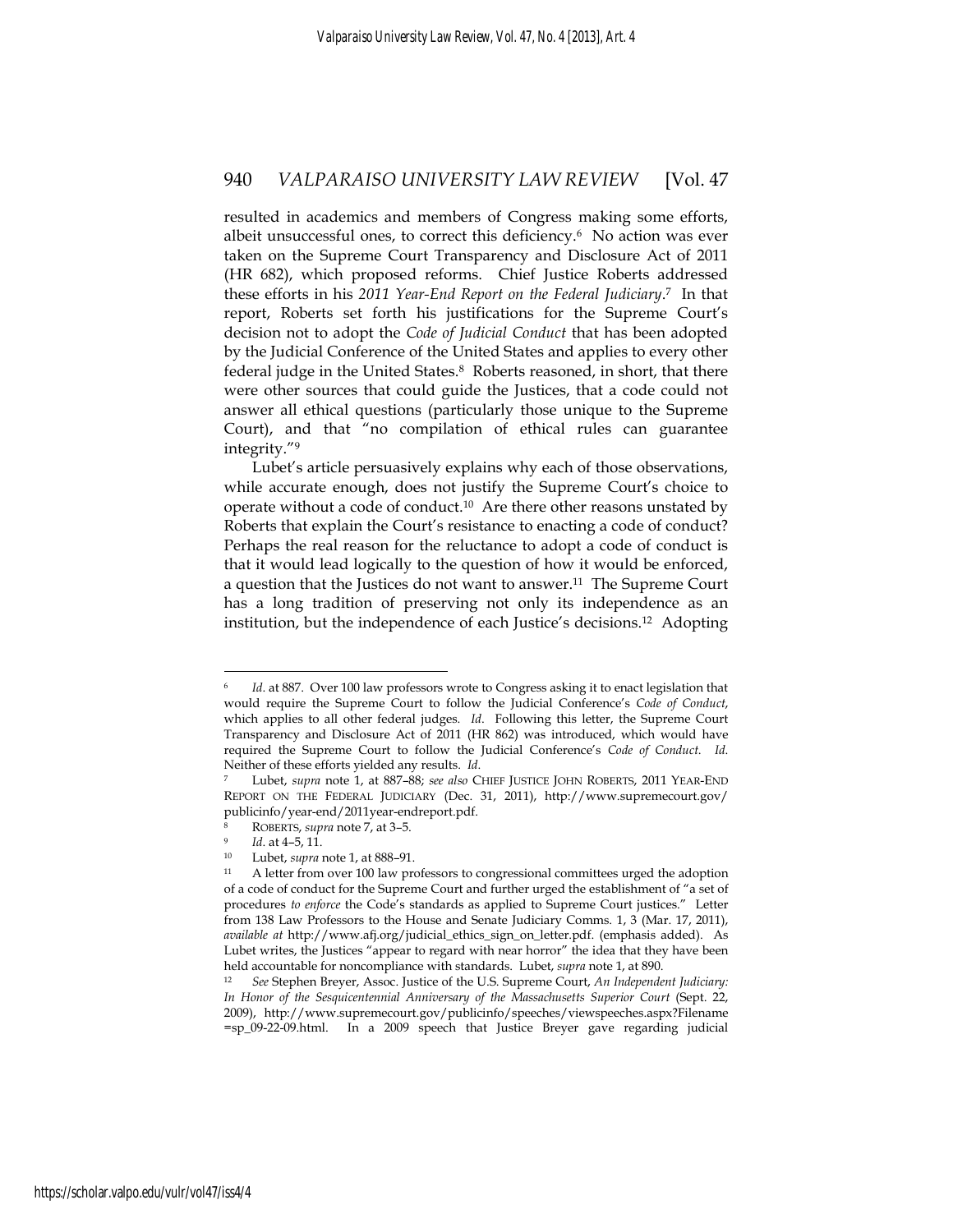resulted in academics and members of Congress making some efforts, albeit unsuccessful ones, to correct this deficiency.[6] No action was ever taken on the Supreme Court Transparency and Disclosure Act of 2011 (HR 682), which proposed reforms. Chief Justice Roberts addressed these efforts in his *2011 Year-End Report on the Federal Judiciary*.[7] In that report, Roberts set forth his justifications for the Supreme Court's decision not to adopt the *Code of Judicial Conduct* that has been adopted by the Judicial Conference of the United States and applies to every other federal judge in the United States.[8] Roberts reasoned, in short, that there were other sources that could guide the Justices, that a code could not answer all ethical questions (particularly those unique to the Supreme Court), and that "no compilation of ethical rules can guarantee integrity."[9]

Lubet's article persuasively explains why each of those observations, while accurate enough, does not justify the Supreme Court's choice to operate without a code of conduct.[10] Are there other reasons unstated by Roberts that explain the Court's resistance to enacting a code of conduct? Perhaps the real reason for the reluctance to adopt a code of conduct is that it would lead logically to the question of how it would be enforced, a question that the Justices do not want to answer.[11] The Supreme Court has a long tradition of preserving not only its independence as an institution, but the independence of each Justice's decisions.[12] Adopting

---

[6] *Id*. at 887. Over 100 law professors wrote to Congress asking it to enact legislation that would require the Supreme Court to follow the Judicial Conference's *Code of Conduct*, which applies to all other federal judges. *Id*. Following this letter, the Supreme Court Transparency and Disclosure Act of 2011 (HR 862) was introduced, which would have required the Supreme Court to follow the Judicial Conference's *Code of Conduct*. *Id*. Neither of these efforts yielded any results. *Id.*

[7] Lubet, *supra* note 1, at 887–88; *see also* CHIEF JUSTICE JOHN ROBERTS, 2011 YEAR-END REPORT ON THE FEDERAL JUDICIARY (Dec. 31, 2011), http://www.supremecourt.gov/publicinfo/year-end/2011year-endreport.pdf.

[8] ROBERTS, *supra* note 7, at 3–5.

[9] *Id*. at 4–5, 11.

[10] Lubet, *supra* note 1, at 888–91.

[11] A letter from over 100 law professors to congressional committees urged the adoption of a code of conduct for the Supreme Court and further urged the establishment of "a set of procedures *to enforce* the Code's standards as applied to Supreme Court justices." Letter from 138 Law Professors to the House and Senate Judiciary Comms. 1, 3 (Mar. 17, 2011), *available at* http://www.afj.org/judicial_ethics_sign_on_letter.pdf. (emphasis added). As Lubet writes, the Justices "appear to regard with near horror" the idea that they have been held accountable for noncompliance with standards. Lubet, *supra* note 1, at 890.

[12] *See* Stephen Breyer, Assoc. Justice of the U.S. Supreme Court, *An Independent Judiciary: In Honor of the Sesquicentennial Anniversary of the Massachusetts Superior Court* (Sept. 22, 2009), http://www.supremecourt.gov/publicinfo/speeches/viewspeeches.aspx?Filename=sp_09-22-09.html. In a 2009 speech that Justice Breyer gave regarding judicial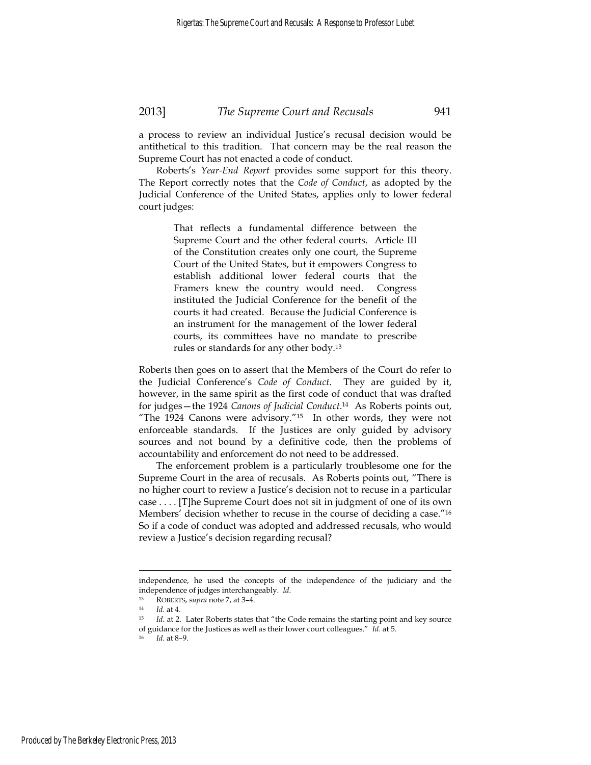a process to review an individual Justice's recusal decision would be antithetical to this tradition. That concern may be the real reason the Supreme Court has not enacted a code of conduct.

Roberts's *Year-End Report* provides some support for this theory. The Report correctly notes that the *Code of Conduct*, as adopted by the Judicial Conference of the United States, applies only to lower federal court judges:

> That reflects a fundamental difference between the Supreme Court and the other federal courts. Article III of the Constitution creates only one court, the Supreme Court of the United States, but it empowers Congress to establish additional lower federal courts that the Framers knew the country would need. Congress instituted the Judicial Conference for the benefit of the courts it had created. Because the Judicial Conference is an instrument for the management of the lower federal courts, its committees have no mandate to prescribe rules or standards for any other body.[13]

Roberts then goes on to assert that the Members of the Court do refer to the Judicial Conference's *Code of Conduct*. They are guided by it, however, in the same spirit as the first code of conduct that was drafted for judges—the 1924 *Canons of Judicial Conduct*.[14] As Roberts points out, "The 1924 Canons were advisory."[15] In other words, they were not enforceable standards. If the Justices are only guided by advisory sources and not bound by a definitive code, then the problems of accountability and enforcement do not need to be addressed.

The enforcement problem is a particularly troublesome one for the Supreme Court in the area of recusals. As Roberts points out, "There is no higher court to review a Justice's decision not to recuse in a particular case . . . . [T]he Supreme Court does not sit in judgment of one of its own Members' decision whether to recuse in the course of deciding a case."[16] So if a code of conduct was adopted and addressed recusals, who would review a Justice's decision regarding recusal?

---

independence, he used the concepts of the independence of the judiciary and the independence of judges interchangeably. *Id.*

[13] ROBERTS, *supra* note 7, at 3–4.

[14] *Id.* at 4.

[15] *Id.* at 2. Later Roberts states that "the Code remains the starting point and key source of guidance for the Justices as well as their lower court colleagues." *Id.* at 5.

[16] *Id.* at 8–9.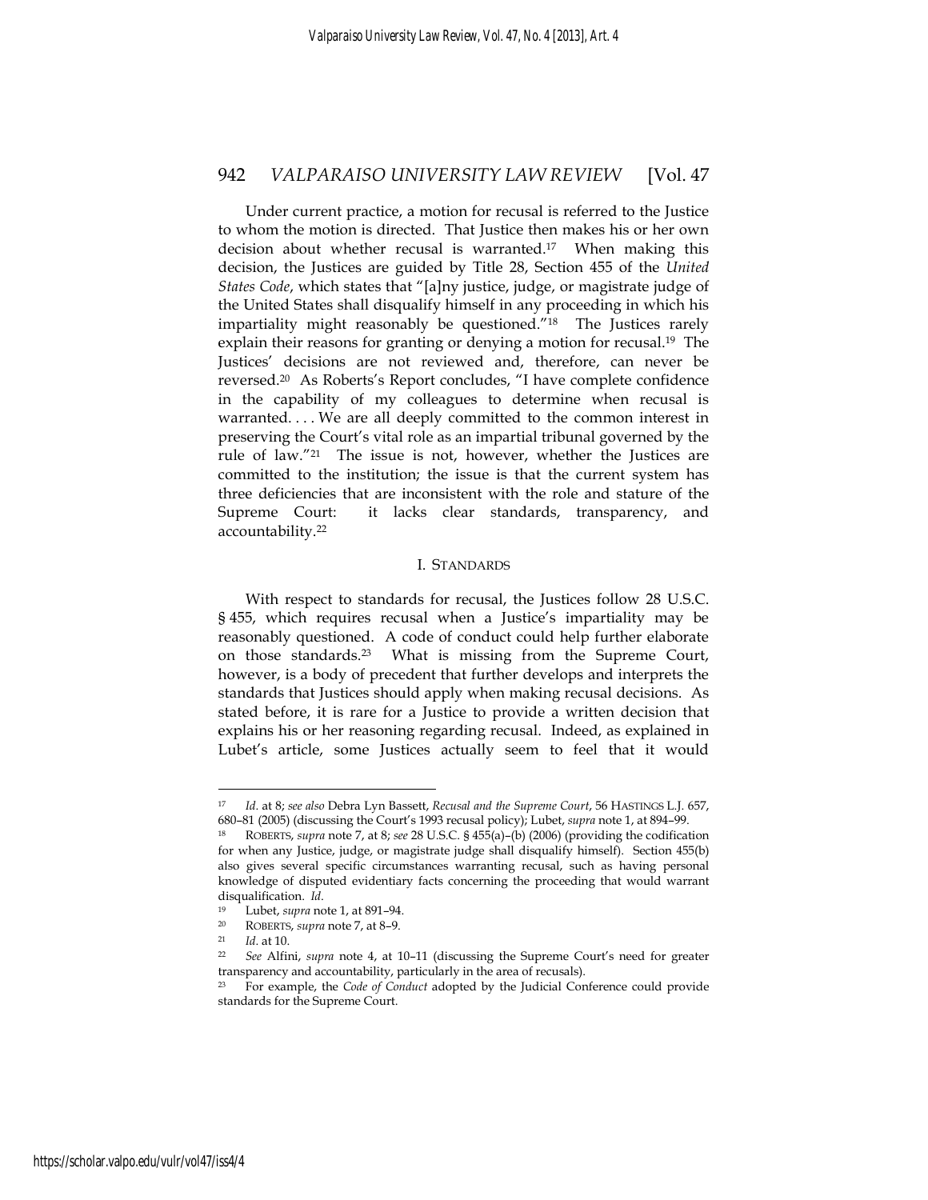Under current practice, a motion for recusal is referred to the Justice to whom the motion is directed. That Justice then makes his or her own decision about whether recusal is warranted.[17] When making this decision, the Justices are guided by Title 28, Section 455 of the *United States Code*, which states that "[a]ny justice, judge, or magistrate judge of the United States shall disqualify himself in any proceeding in which his impartiality might reasonably be questioned."[18] The Justices rarely explain their reasons for granting or denying a motion for recusal.[19] The Justices' decisions are not reviewed and, therefore, can never be reversed.[20] As Roberts's Report concludes, "I have complete confidence in the capability of my colleagues to determine when recusal is warranted. . . . We are all deeply committed to the common interest in preserving the Court's vital role as an impartial tribunal governed by the rule of law."[21] The issue is not, however, whether the Justices are committed to the institution; the issue is that the current system has three deficiencies that are inconsistent with the role and stature of the Supreme Court: it lacks clear standards, transparency, and accountability.[22]

## I. STANDARDS

With respect to standards for recusal, the Justices follow 28 U.S.C. § 455, which requires recusal when a Justice's impartiality may be reasonably questioned. A code of conduct could help further elaborate on those standards.[23] What is missing from the Supreme Court, however, is a body of precedent that further develops and interprets the standards that Justices should apply when making recusal decisions. As stated before, it is rare for a Justice to provide a written decision that explains his or her reasoning regarding recusal. Indeed, as explained in Lubet's article, some Justices actually seem to feel that it would

---

[17] *Id.* at 8; *see also* Debra Lyn Bassett, *Recusal and the Supreme Court*, 56 HASTINGS L.J. 657, 680–81 (2005) (discussing the Court's 1993 recusal policy); Lubet, *supra* note 1, at 894–99.

[18] ROBERTS, *supra* note 7, at 8; *see* 28 U.S.C. § 455(a)–(b) (2006) (providing the codification for when any Justice, judge, or magistrate judge shall disqualify himself). Section 455(b) also gives several specific circumstances warranting recusal, such as having personal knowledge of disputed evidentiary facts concerning the proceeding that would warrant disqualification. *Id.*

[19] Lubet, *supra* note 1, at 891–94.

[20] ROBERTS, *supra* note 7, at 8–9.

[21] *Id.* at 10.

[22] *See* Alfini, *supra* note 4, at 10–11 (discussing the Supreme Court's need for greater transparency and accountability, particularly in the area of recusals).

[23] For example, the *Code of Conduct* adopted by the Judicial Conference could provide standards for the Supreme Court.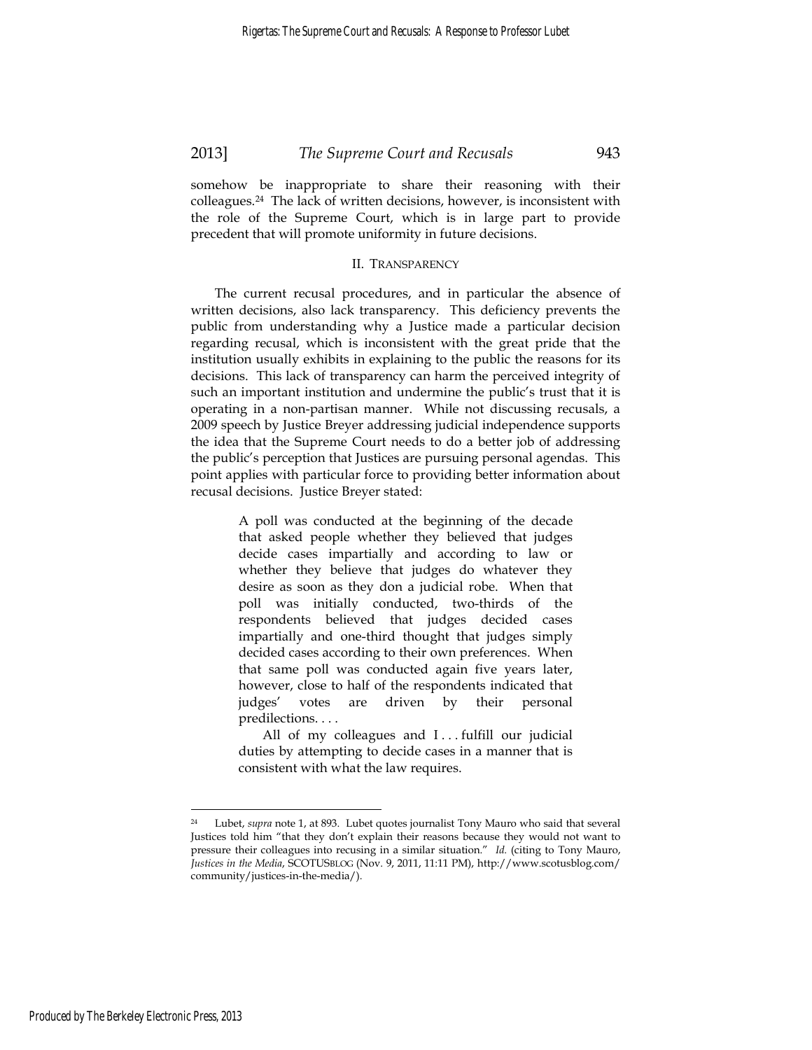somehow be inappropriate to share their reasoning with their colleagues.[24] The lack of written decisions, however, is inconsistent with the role of the Supreme Court, which is in large part to provide precedent that will promote uniformity in future decisions.

## II. TRANSPARENCY

The current recusal procedures, and in particular the absence of written decisions, also lack transparency. This deficiency prevents the public from understanding why a Justice made a particular decision regarding recusal, which is inconsistent with the great pride that the institution usually exhibits in explaining to the public the reasons for its decisions. This lack of transparency can harm the perceived integrity of such an important institution and undermine the public's trust that it is operating in a non-partisan manner. While not discussing recusals, a 2009 speech by Justice Breyer addressing judicial independence supports the idea that the Supreme Court needs to do a better job of addressing the public's perception that Justices are pursuing personal agendas. This point applies with particular force to providing better information about recusal decisions. Justice Breyer stated:

> A poll was conducted at the beginning of the decade that asked people whether they believed that judges decide cases impartially and according to law or whether they believe that judges do whatever they desire as soon as they don a judicial robe. When that poll was initially conducted, two-thirds of the respondents believed that judges decided cases impartially and one-third thought that judges simply decided cases according to their own preferences. When that same poll was conducted again five years later, however, close to half of the respondents indicated that judges' votes are driven by their personal predilections. . . .
>
> All of my colleagues and I . . . fulfill our judicial duties by attempting to decide cases in a manner that is consistent with what the law requires.

---

[24] Lubet, *supra* note 1, at 893. Lubet quotes journalist Tony Mauro who said that several Justices told him "that they don't explain their reasons because they would not want to pressure their colleagues into recusing in a similar situation." *Id.* (citing to Tony Mauro, *Justices in the Media*, SCOTUSBLOG (Nov. 9, 2011, 11:11 PM), http://www.scotusblog.com/community/justices-in-the-media/).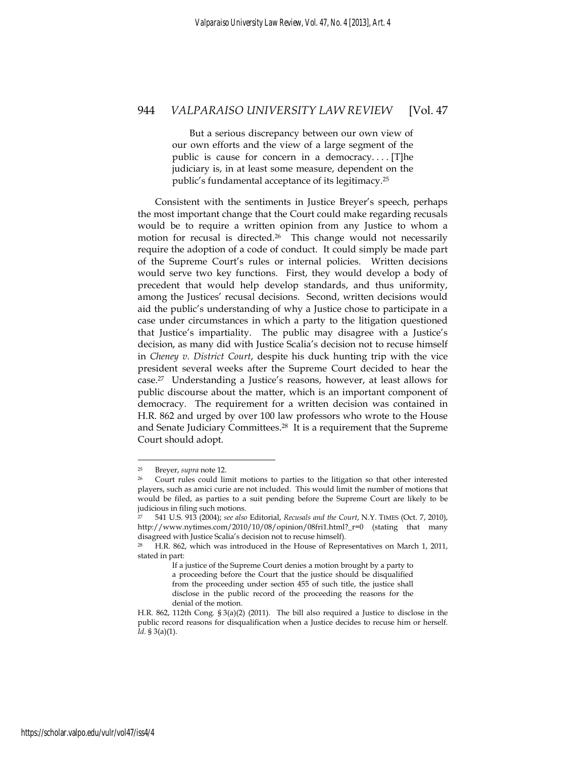> But a serious discrepancy between our own view of our own efforts and the view of a large segment of the public is cause for concern in a democracy. . . . [T]he judiciary is, in at least some measure, dependent on the public's fundamental acceptance of its legitimacy.[25]

Consistent with the sentiments in Justice Breyer's speech, perhaps the most important change that the Court could make regarding recusals would be to require a written opinion from any Justice to whom a motion for recusal is directed.[26] This change would not necessarily require the adoption of a code of conduct. It could simply be made part of the Supreme Court's rules or internal policies. Written decisions would serve two key functions. First, they would develop a body of precedent that would help develop standards, and thus uniformity, among the Justices' recusal decisions. Second, written decisions would aid the public's understanding of why a Justice chose to participate in a case under circumstances in which a party to the litigation questioned that Justice's impartiality. The public may disagree with a Justice's decision, as many did with Justice Scalia's decision not to recuse himself in *Cheney v. District Court*, despite his duck hunting trip with the vice president several weeks after the Supreme Court decided to hear the case.[27] Understanding a Justice's reasons, however, at least allows for public discourse about the matter, which is an important component of democracy. The requirement for a written decision was contained in H.R. 862 and urged by over 100 law professors who wrote to the House and Senate Judiciary Committees.[28] It is a requirement that the Supreme Court should adopt.

---

[25] Breyer, *supra* note 12.

[26] Court rules could limit motions to parties to the litigation so that other interested players, such as amici curie are not included. This would limit the number of motions that would be filed, as parties to a suit pending before the Supreme Court are likely to be judicious in filing such motions.

[27] 541 U.S. 913 (2004); *see also* Editorial, *Recusals and the Court*, N.Y. TIMES (Oct. 7, 2010), http://www.nytimes.com/2010/10/08/opinion/08fri1.html?_r=0 (stating that many disagreed with Justice Scalia's decision not to recuse himself).

[28] H.R. 862, which was introduced in the House of Representatives on March 1, 2011, stated in part:

> If a justice of the Supreme Court denies a motion brought by a party to a proceeding before the Court that the justice should be disqualified from the proceeding under section 455 of such title, the justice shall disclose in the public record of the proceeding the reasons for the denial of the motion.

H.R. 862, 112th Cong. § 3(a)(2) (2011). The bill also required a Justice to disclose in the public record reasons for disqualification when a Justice decides to recuse him or herself. *Id.* § 3(a)(1).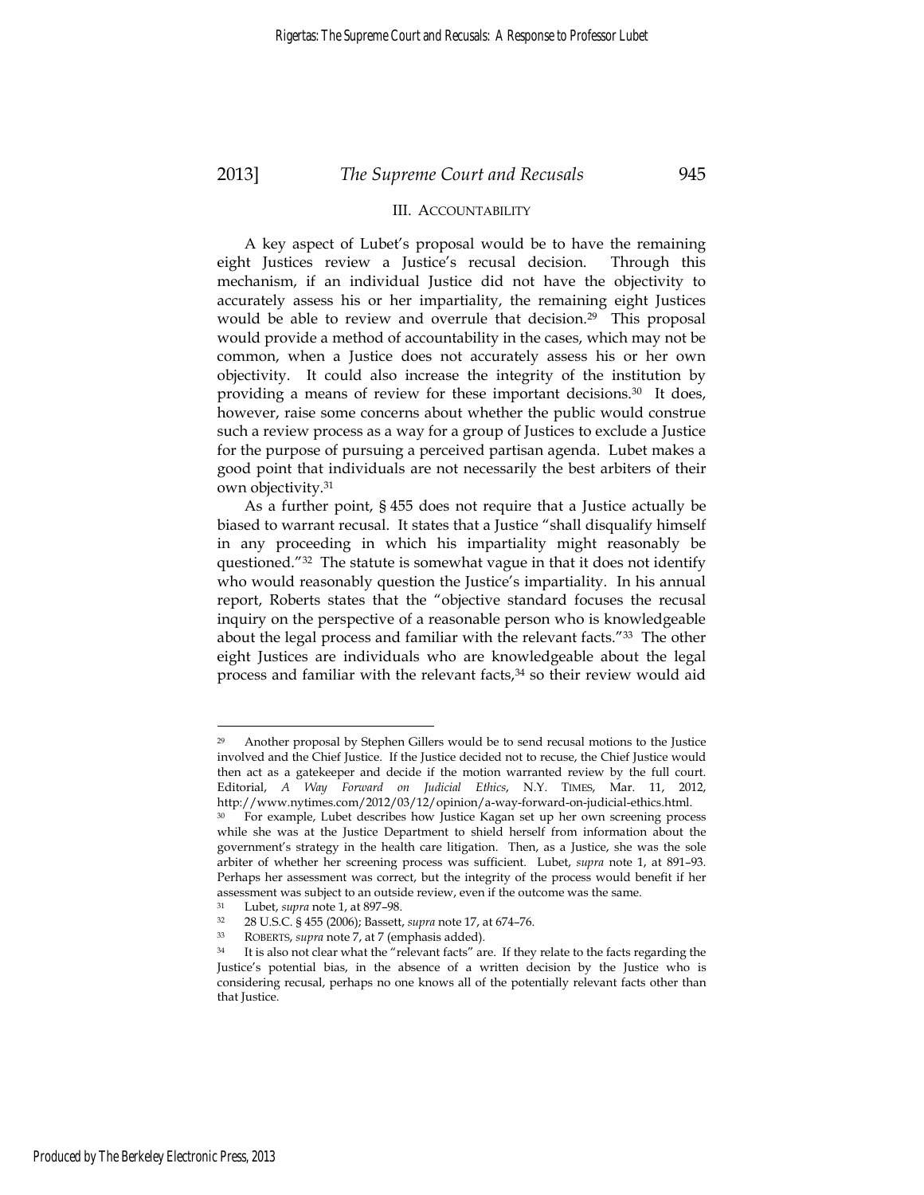## III. ACCOUNTABILITY

A key aspect of Lubet's proposal would be to have the remaining eight Justices review a Justice's recusal decision. Through this mechanism, if an individual Justice did not have the objectivity to accurately assess his or her impartiality, the remaining eight Justices would be able to review and overrule that decision.[29] This proposal would provide a method of accountability in the cases, which may not be common, when a Justice does not accurately assess his or her own objectivity. It could also increase the integrity of the institution by providing a means of review for these important decisions.[30] It does, however, raise some concerns about whether the public would construe such a review process as a way for a group of Justices to exclude a Justice for the purpose of pursuing a perceived partisan agenda. Lubet makes a good point that individuals are not necessarily the best arbiters of their own objectivity.[31]

As a further point, § 455 does not require that a Justice actually be biased to warrant recusal. It states that a Justice "shall disqualify himself in any proceeding in which his impartiality might reasonably be questioned."[32] The statute is somewhat vague in that it does not identify who would reasonably question the Justice's impartiality. In his annual report, Roberts states that the "objective standard focuses the recusal inquiry on the perspective of a reasonable person who is knowledgeable about the legal process and familiar with the relevant facts."[33] The other eight Justices are individuals who are knowledgeable about the legal process and familiar with the relevant facts,[34] so their review would aid

---

[29] Another proposal by Stephen Gillers would be to send recusal motions to the Justice involved and the Chief Justice. If the Justice decided not to recuse, the Chief Justice would then act as a gatekeeper and decide if the motion warranted review by the full court. Editorial, *A Way Forward on Judicial Ethics*, N.Y. TIMES, Mar. 11, 2012, http://www.nytimes.com/2012/03/12/opinion/a-way-forward-on-judicial-ethics.html.

[30] For example, Lubet describes how Justice Kagan set up her own screening process while she was at the Justice Department to shield herself from information about the government's strategy in the health care litigation. Then, as a Justice, she was the sole arbiter of whether her screening process was sufficient. Lubet, *supra* note 1, at 891–93. Perhaps her assessment was correct, but the integrity of the process would benefit if her assessment was subject to an outside review, even if the outcome was the same.

[31] Lubet, *supra* note 1, at 897–98.

[32] 28 U.S.C. § 455 (2006); Bassett, *supra* note 17, at 674–76.

[33] ROBERTS, *supra* note 7, at 7 (emphasis added).

[34] It is also not clear what the "relevant facts" are. If they relate to the facts regarding the Justice's potential bias, in the absence of a written decision by the Justice who is considering recusal, perhaps no one knows all of the potentially relevant facts other than that Justice.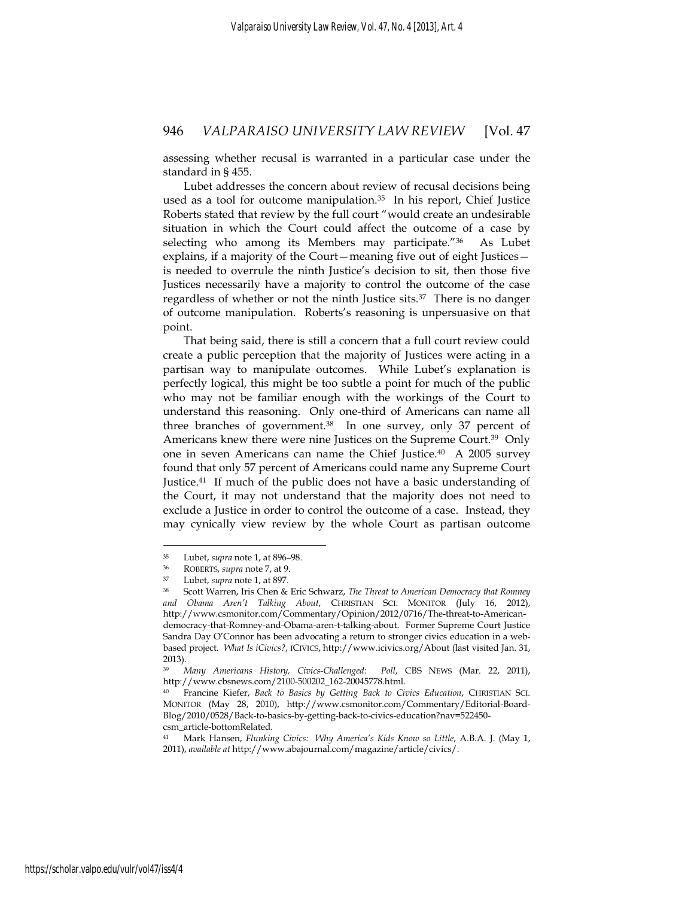assessing whether recusal is warranted in a particular case under the standard in § 455.

Lubet addresses the concern about review of recusal decisions being used as a tool for outcome manipulation.[35] In his report, Chief Justice Roberts stated that review by the full court "would create an undesirable situation in which the Court could affect the outcome of a case by selecting who among its Members may participate."[36] As Lubet explains, if a majority of the Court—meaning five out of eight Justices—is needed to overrule the ninth Justice's decision to sit, then those five Justices necessarily have a majority to control the outcome of the case regardless of whether or not the ninth Justice sits.[37] There is no danger of outcome manipulation. Roberts's reasoning is unpersuasive on that point.

That being said, there is still a concern that a full court review could create a public perception that the majority of Justices were acting in a partisan way to manipulate outcomes. While Lubet's explanation is perfectly logical, this might be too subtle a point for much of the public who may not be familiar enough with the workings of the Court to understand this reasoning. Only one-third of Americans can name all three branches of government.[38] In one survey, only 37 percent of Americans knew there were nine Justices on the Supreme Court.[39] Only one in seven Americans can name the Chief Justice.[40] A 2005 survey found that only 57 percent of Americans could name any Supreme Court Justice.[41] If much of the public does not have a basic understanding of the Court, it may not understand that the majority does not need to exclude a Justice in order to control the outcome of a case. Instead, they may cynically view review by the whole Court as partisan outcome

---

[35] Lubet, *supra* note 1, at 896–98.

[36] ROBERTS, *supra* note 7, at 9.

[37] Lubet, *supra* note 1, at 897.

[38] Scott Warren, Iris Chen & Eric Schwarz, *The Threat to American Democracy that Romney and Obama Aren't Talking About*, CHRISTIAN SCI. MONITOR (July 16, 2012), http://www.csmonitor.com/Commentary/Opinion/2012/0716/The-threat-to-American-democracy-that-Romney-and-Obama-aren-t-talking-about. Former Supreme Court Justice Sandra Day O'Connor has been advocating a return to stronger civics education in a web-based project. *What Is iCivics?*, ICIVICS, http://www.icivics.org/About (last visited Jan. 31, 2013).

[39] *Many Americans History, Civics-Challenged: Poll*, CBS NEWS (Mar. 22, 2011), http://www.cbsnews.com/2100-500202_162-20045778.html.

[40] Francine Kiefer, *Back to Basics by Getting Back to Civics Education*, CHRISTIAN SCI. MONITOR (May 28, 2010), http://www.csmonitor.com/Commentary/Editorial-Board-Blog/2010/0528/Back-to-basics-by-getting-back-to-civics-education?nav=522450-csm_article-bottomRelated.

[41] Mark Hansen, *Flunking Civics: Why America's Kids Know so Little*, A.B.A. J. (May 1, 2011), *available at* http://www.abajournal.com/magazine/article/civics/.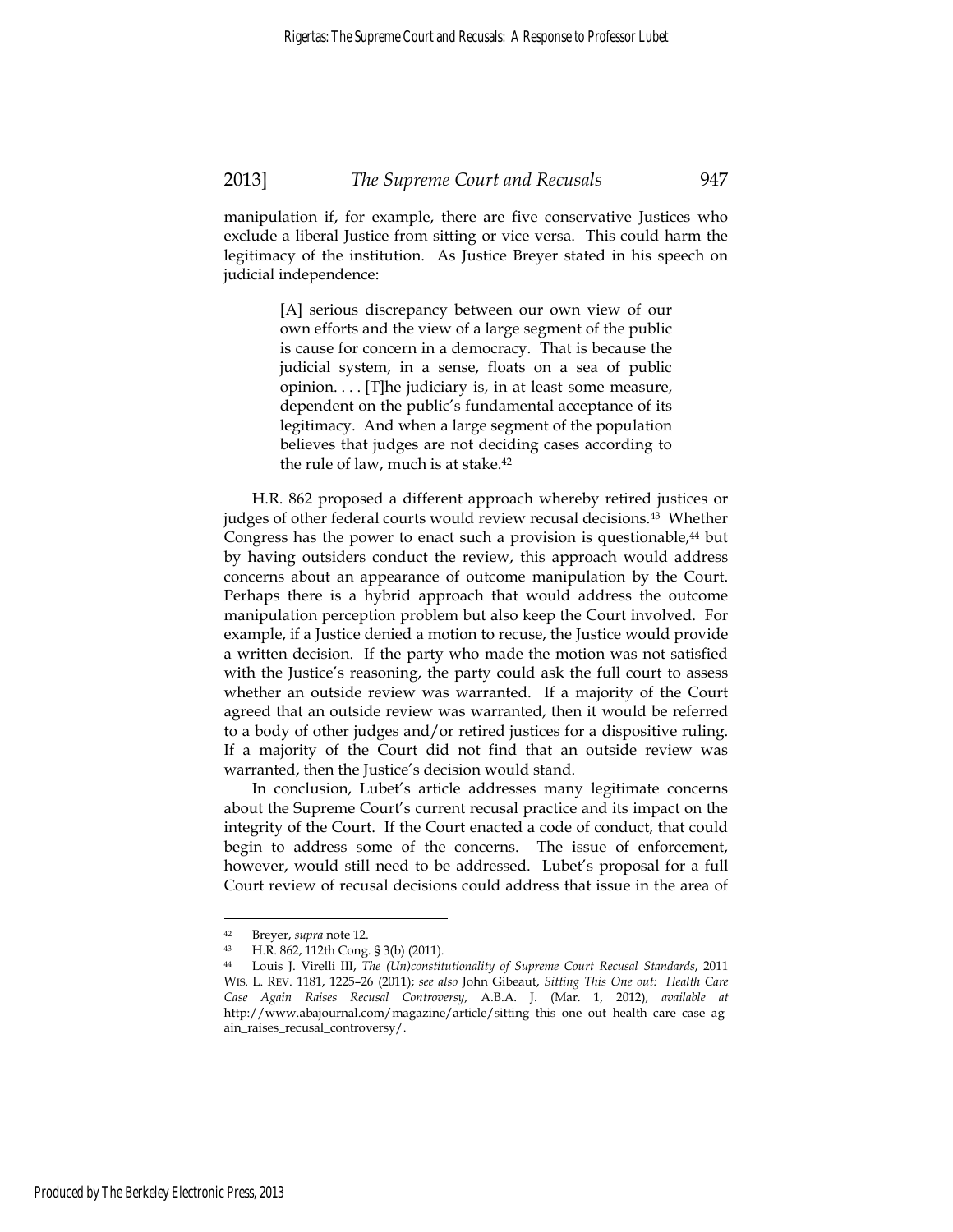manipulation if, for example, there are five conservative Justices who exclude a liberal Justice from sitting or vice versa. This could harm the legitimacy of the institution. As Justice Breyer stated in his speech on judicial independence:

> [A] serious discrepancy between our own view of our own efforts and the view of a large segment of the public is cause for concern in a democracy. That is because the judicial system, in a sense, floats on a sea of public opinion. . . . [T]he judiciary is, in at least some measure, dependent on the public's fundamental acceptance of its legitimacy. And when a large segment of the population believes that judges are not deciding cases according to the rule of law, much is at stake.[42]

H.R. 862 proposed a different approach whereby retired justices or judges of other federal courts would review recusal decisions.[43] Whether Congress has the power to enact such a provision is questionable,[44] but by having outsiders conduct the review, this approach would address concerns about an appearance of outcome manipulation by the Court. Perhaps there is a hybrid approach that would address the outcome manipulation perception problem but also keep the Court involved. For example, if a Justice denied a motion to recuse, the Justice would provide a written decision. If the party who made the motion was not satisfied with the Justice's reasoning, the party could ask the full court to assess whether an outside review was warranted. If a majority of the Court agreed that an outside review was warranted, then it would be referred to a body of other judges and/or retired justices for a dispositive ruling. If a majority of the Court did not find that an outside review was warranted, then the Justice's decision would stand.

In conclusion, Lubet's article addresses many legitimate concerns about the Supreme Court's current recusal practice and its impact on the integrity of the Court. If the Court enacted a code of conduct, that could begin to address some of the concerns. The issue of enforcement, however, would still need to be addressed. Lubet's proposal for a full Court review of recusal decisions could address that issue in the area of

---

[42] Breyer, *supra* note 12.

[43] H.R. 862, 112th Cong. § 3(b) (2011).

[44] Louis J. Virelli III, *The (Un)constitutionality of Supreme Court Recusal Standards*, 2011 WIS. L. REV. 1181, 1225–26 (2011); *see also* John Gibeaut, *Sitting This One out: Health Care Case Again Raises Recusal Controversy*, A.B.A. J. (Mar. 1, 2012), *available at* http://www.abajournal.com/magazine/article/sitting_this_one_out_health_care_case_again_raises_recusal_controversy/.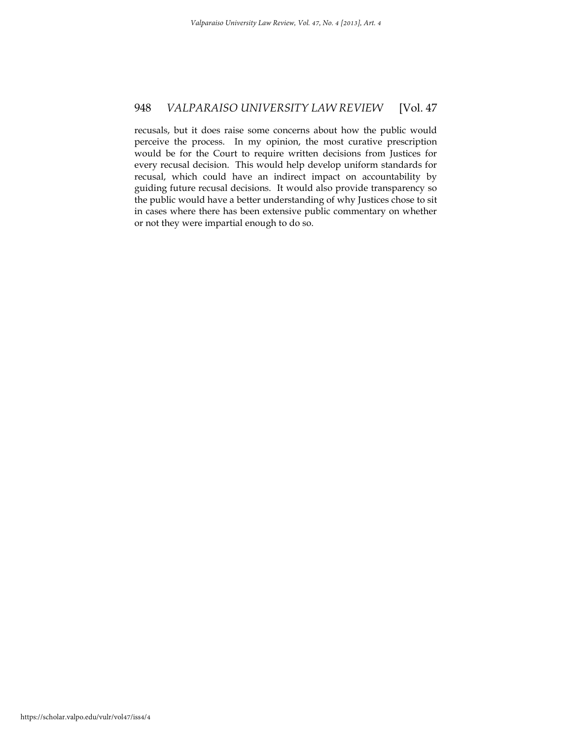recusals, but it does raise some concerns about how the public would perceive the process. In my opinion, the most curative prescription would be for the Court to require written decisions from Justices for every recusal decision. This would help develop uniform standards for recusal, which could have an indirect impact on accountability by guiding future recusal decisions. It would also provide transparency so the public would have a better understanding of why Justices chose to sit in cases where there has been extensive public commentary on whether or not they were impartial enough to do so.